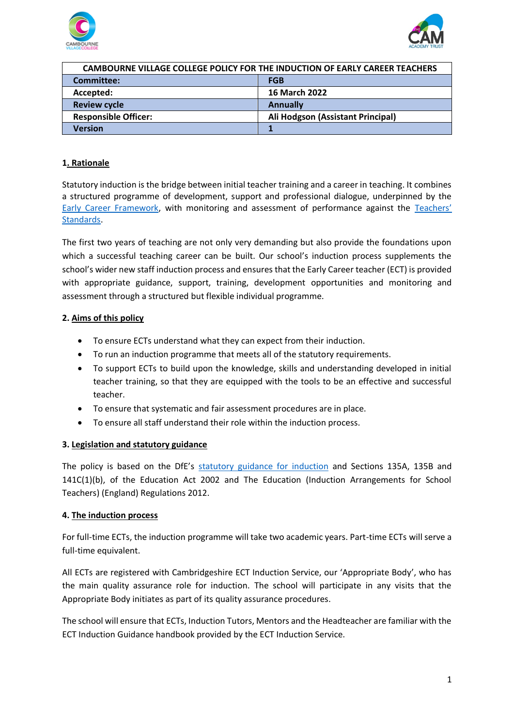| CAMBOURNE VILLAGE COLLEGE POLICY FOR THE INDUCTION OF EARLY CAREER TEACHERS | |
|---|---|
| **Committee:** | **FGB** |
| **Accepted:** | **16 March 2022** |
| **Review cycle** | **Annually** |
| **Responsible Officer:** | **Ali Hodgson (Assistant Principal)** |
| **Version** | **1** |

## 1. Rationale

Statutory induction is the bridge between initial teacher training and a career in teaching. It combines a structured programme of development, support and professional dialogue, underpinned by the Early Career Framework, with monitoring and assessment of performance against the Teachers' Standards.

The first two years of teaching are not only very demanding but also provide the foundations upon which a successful teaching career can be built. Our school's induction process supplements the school's wider new staff induction process and ensures that the Early Career teacher (ECT) is provided with appropriate guidance, support, training, development opportunities and monitoring and assessment through a structured but flexible individual programme.

## 2. Aims of this policy

- To ensure ECTs understand what they can expect from their induction.
- To run an induction programme that meets all of the statutory requirements.
- To support ECTs to build upon the knowledge, skills and understanding developed in initial teacher training, so that they are equipped with the tools to be an effective and successful teacher.
- To ensure that systematic and fair assessment procedures are in place.
- To ensure all staff understand their role within the induction process.

## 3. Legislation and statutory guidance

The policy is based on the DfE's statutory guidance for induction and Sections 135A, 135B and 141C(1)(b), of the Education Act 2002 and The Education (Induction Arrangements for School Teachers) (England) Regulations 2012.

## 4. The induction process

For full-time ECTs, the induction programme will take two academic years. Part-time ECTs will serve a full-time equivalent.

All ECTs are registered with Cambridgeshire ECT Induction Service, our 'Appropriate Body', who has the main quality assurance role for induction. The school will participate in any visits that the Appropriate Body initiates as part of its quality assurance procedures.

The school will ensure that ECTs, Induction Tutors, Mentors and the Headteacher are familiar with the ECT Induction Guidance handbook provided by the ECT Induction Service.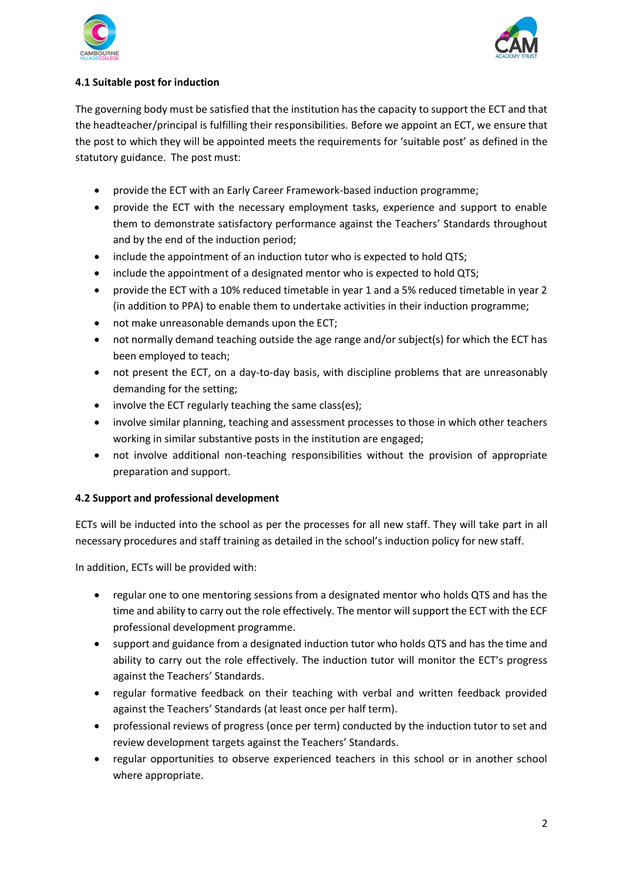### 4.1 Suitable post for induction

The governing body must be satisfied that the institution has the capacity to support the ECT and that the headteacher/principal is fulfilling their responsibilities. Before we appoint an ECT, we ensure that the post to which they will be appointed meets the requirements for 'suitable post' as defined in the statutory guidance. The post must:

- provide the ECT with an Early Career Framework-based induction programme;
- provide the ECT with the necessary employment tasks, experience and support to enable them to demonstrate satisfactory performance against the Teachers' Standards throughout and by the end of the induction period;
- include the appointment of an induction tutor who is expected to hold QTS;
- include the appointment of a designated mentor who is expected to hold QTS;
- provide the ECT with a 10% reduced timetable in year 1 and a 5% reduced timetable in year 2 (in addition to PPA) to enable them to undertake activities in their induction programme;
- not make unreasonable demands upon the ECT;
- not normally demand teaching outside the age range and/or subject(s) for which the ECT has been employed to teach;
- not present the ECT, on a day-to-day basis, with discipline problems that are unreasonably demanding for the setting;
- involve the ECT regularly teaching the same class(es);
- involve similar planning, teaching and assessment processes to those in which other teachers working in similar substantive posts in the institution are engaged;
- not involve additional non-teaching responsibilities without the provision of appropriate preparation and support.

### 4.2 Support and professional development

ECTs will be inducted into the school as per the processes for all new staff. They will take part in all necessary procedures and staff training as detailed in the school's induction policy for new staff.

In addition, ECTs will be provided with:

- regular one to one mentoring sessions from a designated mentor who holds QTS and has the time and ability to carry out the role effectively. The mentor will support the ECT with the ECF professional development programme.
- support and guidance from a designated induction tutor who holds QTS and has the time and ability to carry out the role effectively. The induction tutor will monitor the ECT's progress against the Teachers' Standards.
- regular formative feedback on their teaching with verbal and written feedback provided against the Teachers' Standards (at least once per half term).
- professional reviews of progress (once per term) conducted by the induction tutor to set and review development targets against the Teachers' Standards.
- regular opportunities to observe experienced teachers in this school or in another school where appropriate.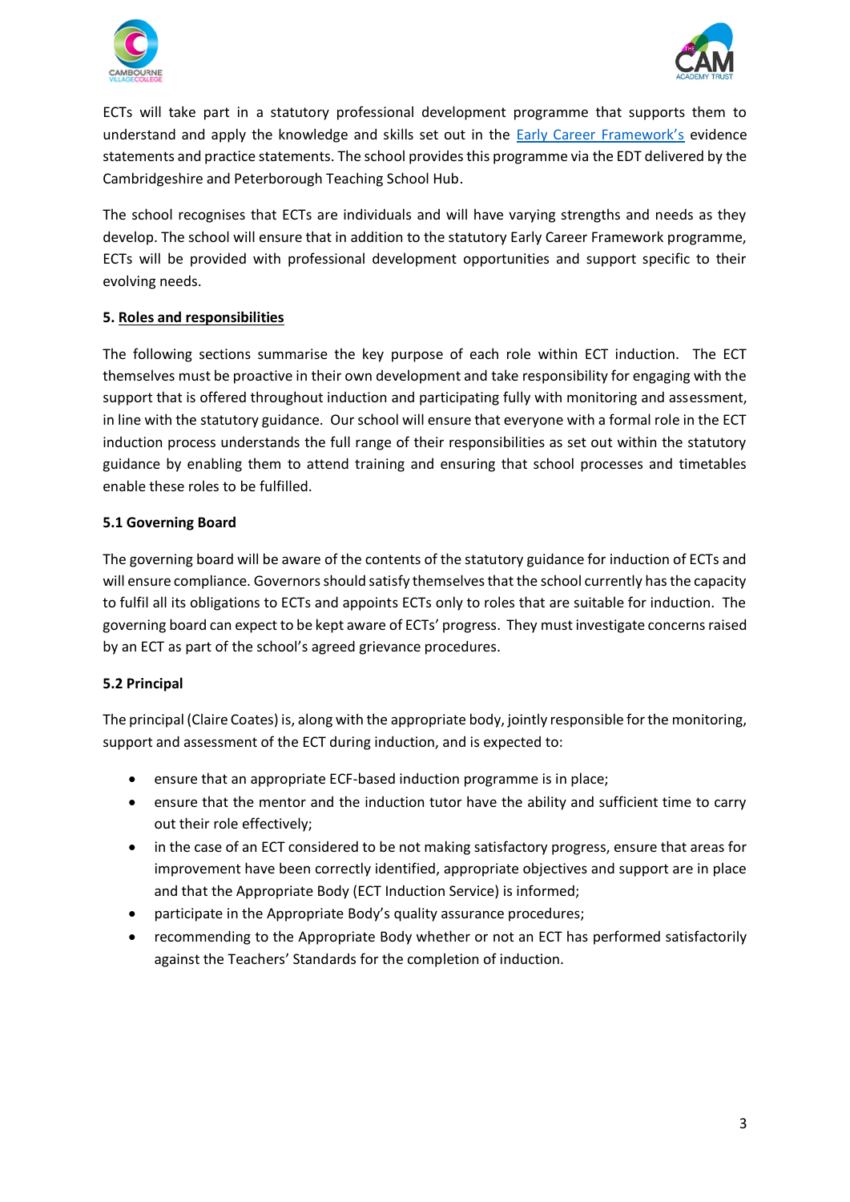ECTs will take part in a statutory professional development programme that supports them to understand and apply the knowledge and skills set out in the [Early Career Framework's](#) evidence statements and practice statements. The school provides this programme via the EDT delivered by the Cambridgeshire and Peterborough Teaching School Hub.

The school recognises that ECTs are individuals and will have varying strengths and needs as they develop. The school will ensure that in addition to the statutory Early Career Framework programme, ECTs will be provided with professional development opportunities and support specific to their evolving needs.

## 5. Roles and responsibilities

The following sections summarise the key purpose of each role within ECT induction. The ECT themselves must be proactive in their own development and take responsibility for engaging with the support that is offered throughout induction and participating fully with monitoring and assessment, in line with the statutory guidance. Our school will ensure that everyone with a formal role in the ECT induction process understands the full range of their responsibilities as set out within the statutory guidance by enabling them to attend training and ensuring that school processes and timetables enable these roles to be fulfilled.

### 5.1 Governing Board

The governing board will be aware of the contents of the statutory guidance for induction of ECTs and will ensure compliance. Governors should satisfy themselves that the school currently has the capacity to fulfil all its obligations to ECTs and appoints ECTs only to roles that are suitable for induction. The governing board can expect to be kept aware of ECTs' progress. They must investigate concerns raised by an ECT as part of the school's agreed grievance procedures.

### 5.2 Principal

The principal (Claire Coates) is, along with the appropriate body, jointly responsible for the monitoring, support and assessment of the ECT during induction, and is expected to:

- ensure that an appropriate ECF-based induction programme is in place;
- ensure that the mentor and the induction tutor have the ability and sufficient time to carry out their role effectively;
- in the case of an ECT considered to be not making satisfactory progress, ensure that areas for improvement have been correctly identified, appropriate objectives and support are in place and that the Appropriate Body (ECT Induction Service) is informed;
- participate in the Appropriate Body's quality assurance procedures;
- recommending to the Appropriate Body whether or not an ECT has performed satisfactorily against the Teachers' Standards for the completion of induction.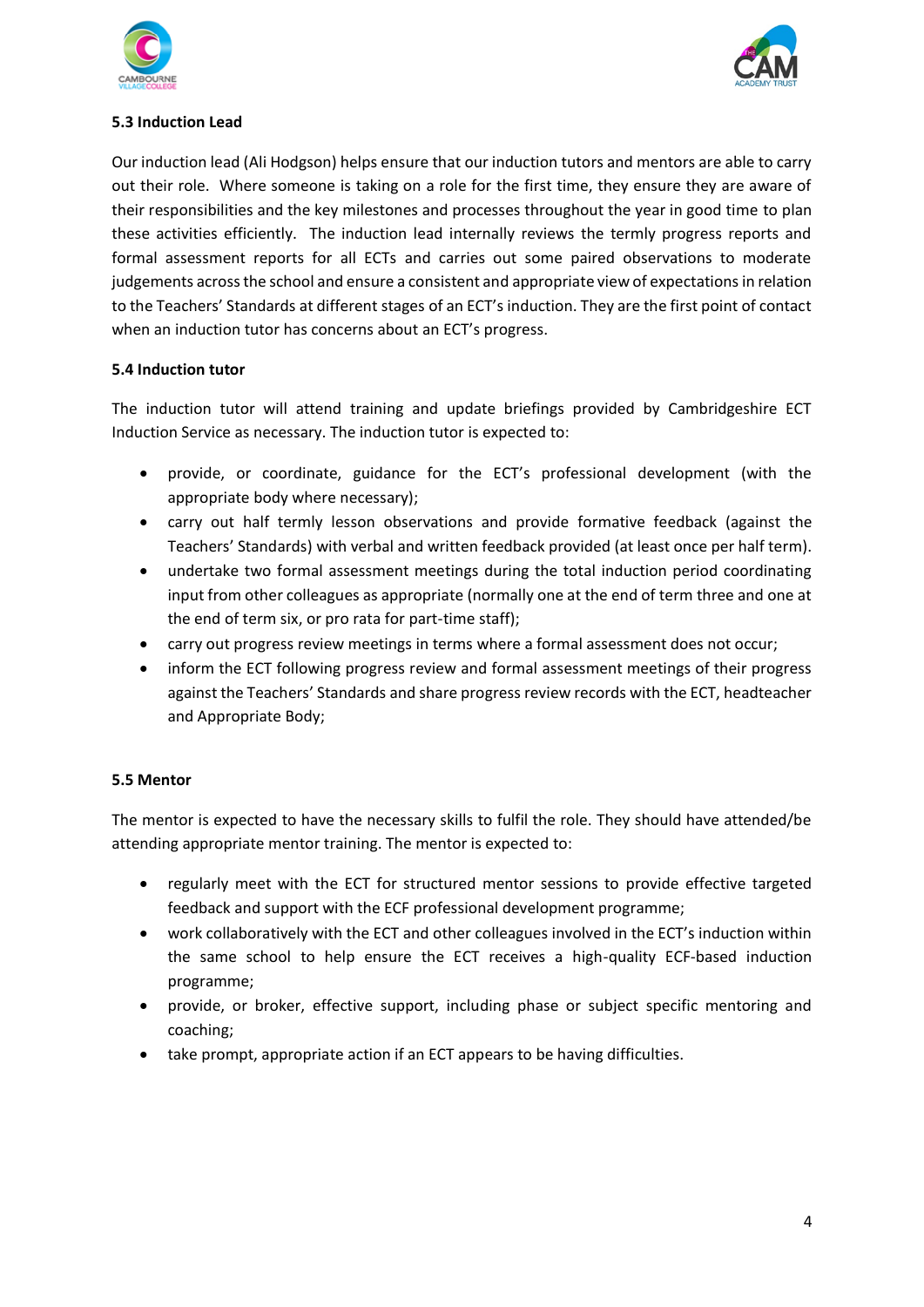**5.3 Induction Lead**

Our induction lead (Ali Hodgson) helps ensure that our induction tutors and mentors are able to carry out their role. Where someone is taking on a role for the first time, they ensure they are aware of their responsibilities and the key milestones and processes throughout the year in good time to plan these activities efficiently. The induction lead internally reviews the termly progress reports and formal assessment reports for all ECTs and carries out some paired observations to moderate judgements across the school and ensure a consistent and appropriate view of expectations in relation to the Teachers' Standards at different stages of an ECT's induction. They are the first point of contact when an induction tutor has concerns about an ECT's progress.

**5.4 Induction tutor**

The induction tutor will attend training and update briefings provided by Cambridgeshire ECT Induction Service as necessary. The induction tutor is expected to:

- provide, or coordinate, guidance for the ECT's professional development (with the appropriate body where necessary);
- carry out half termly lesson observations and provide formative feedback (against the Teachers' Standards) with verbal and written feedback provided (at least once per half term).
- undertake two formal assessment meetings during the total induction period coordinating input from other colleagues as appropriate (normally one at the end of term three and one at the end of term six, or pro rata for part-time staff);
- carry out progress review meetings in terms where a formal assessment does not occur;
- inform the ECT following progress review and formal assessment meetings of their progress against the Teachers' Standards and share progress review records with the ECT, headteacher and Appropriate Body;

**5.5 Mentor**

The mentor is expected to have the necessary skills to fulfil the role. They should have attended/be attending appropriate mentor training. The mentor is expected to:

- regularly meet with the ECT for structured mentor sessions to provide effective targeted feedback and support with the ECF professional development programme;
- work collaboratively with the ECT and other colleagues involved in the ECT's induction within the same school to help ensure the ECT receives a high-quality ECF-based induction programme;
- provide, or broker, effective support, including phase or subject specific mentoring and coaching;
- take prompt, appropriate action if an ECT appears to be having difficulties.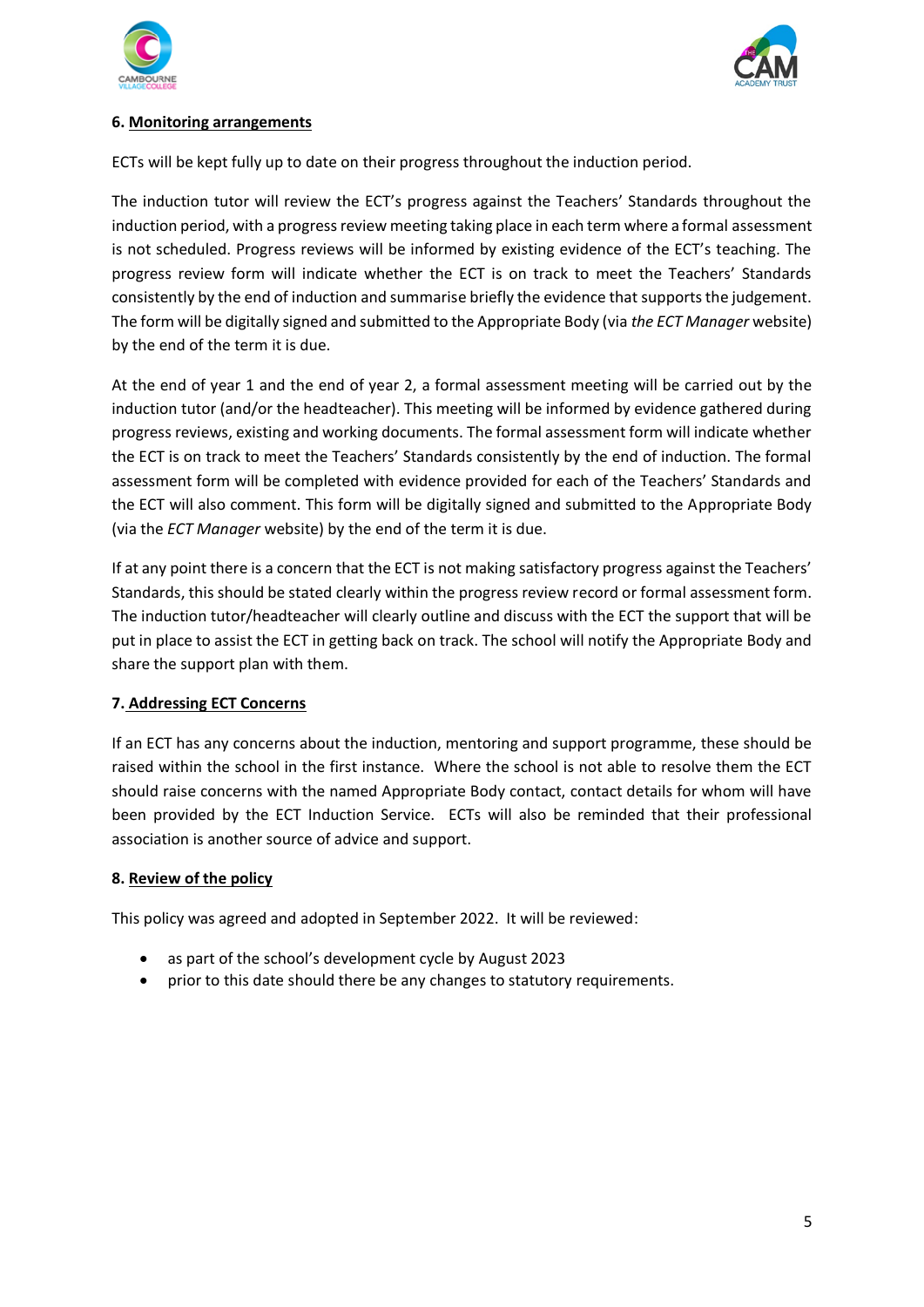## 6. Monitoring arrangements

ECTs will be kept fully up to date on their progress throughout the induction period.

The induction tutor will review the ECT's progress against the Teachers' Standards throughout the induction period, with a progress review meeting taking place in each term where a formal assessment is not scheduled. Progress reviews will be informed by existing evidence of the ECT's teaching. The progress review form will indicate whether the ECT is on track to meet the Teachers' Standards consistently by the end of induction and summarise briefly the evidence that supports the judgement. The form will be digitally signed and submitted to the Appropriate Body (via *the ECT Manager* website) by the end of the term it is due.

At the end of year 1 and the end of year 2, a formal assessment meeting will be carried out by the induction tutor (and/or the headteacher). This meeting will be informed by evidence gathered during progress reviews, existing and working documents. The formal assessment form will indicate whether the ECT is on track to meet the Teachers' Standards consistently by the end of induction. The formal assessment form will be completed with evidence provided for each of the Teachers' Standards and the ECT will also comment. This form will be digitally signed and submitted to the Appropriate Body (via the *ECT Manager* website) by the end of the term it is due.

If at any point there is a concern that the ECT is not making satisfactory progress against the Teachers' Standards, this should be stated clearly within the progress review record or formal assessment form. The induction tutor/headteacher will clearly outline and discuss with the ECT the support that will be put in place to assist the ECT in getting back on track. The school will notify the Appropriate Body and share the support plan with them.

## 7. Addressing ECT Concerns

If an ECT has any concerns about the induction, mentoring and support programme, these should be raised within the school in the first instance. Where the school is not able to resolve them the ECT should raise concerns with the named Appropriate Body contact, contact details for whom will have been provided by the ECT Induction Service. ECTs will also be reminded that their professional association is another source of advice and support.

## 8. Review of the policy

This policy was agreed and adopted in September 2022. It will be reviewed:

- as part of the school's development cycle by August 2023
- prior to this date should there be any changes to statutory requirements.